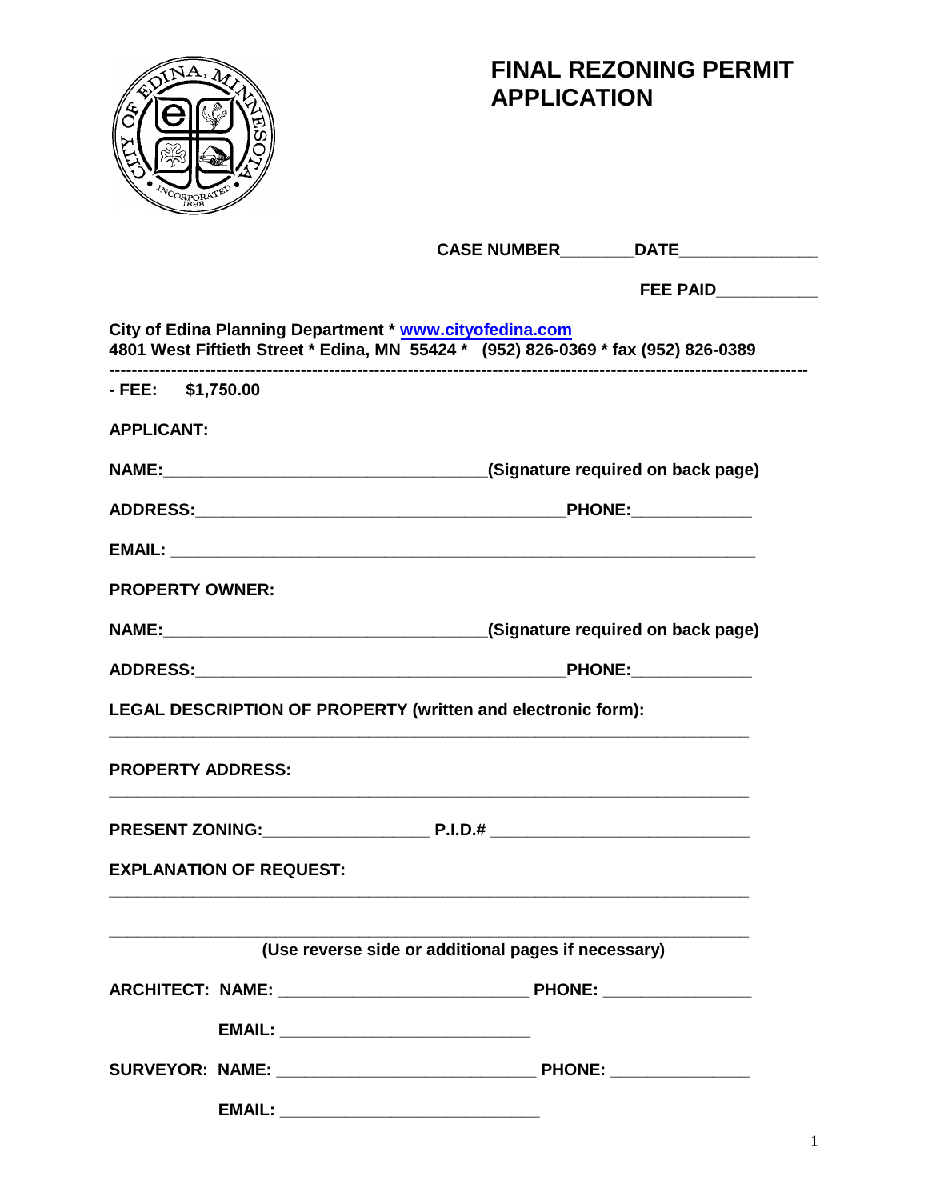# FINAL REZONING PERMIT APPLICATION

**CASE NUMBER________DATE_______________**

**FEE PAID___________**

**City of Edina Planning Department * www.cityofedina.com**
**4801 West Fiftieth Street * Edina, MN 55424 * (952) 826-0369 * fax (952) 826-0389**

---

**- FEE: $1,750.00**

**APPLICANT:**

**NAME:____________________________________(Signature required on back page)**

**ADDRESS:_________________________________________PHONE:_____________**

**EMAIL: _________________________________________________________________**

**PROPERTY OWNER:**

**NAME:____________________________________(Signature required on back page)**

**ADDRESS:_________________________________________PHONE:_____________**

**LEGAL DESCRIPTION OF PROPERTY (written and electronic form):**

_______________________________________________________________________

**PROPERTY ADDRESS:**

_______________________________________________________________________

**PRESENT ZONING:__________________ P.I.D.# ____________________________**

**EXPLANATION OF REQUEST:**

_______________________________________________________________________

_______________________________________________________________________

**(Use reverse side or additional pages if necessary)**

**ARCHITECT: NAME: ___________________________ PHONE: ________________**

**EMAIL: ___________________________**

**SURVEYOR: NAME: ____________________________ PHONE: _______________**

**EMAIL: ____________________________**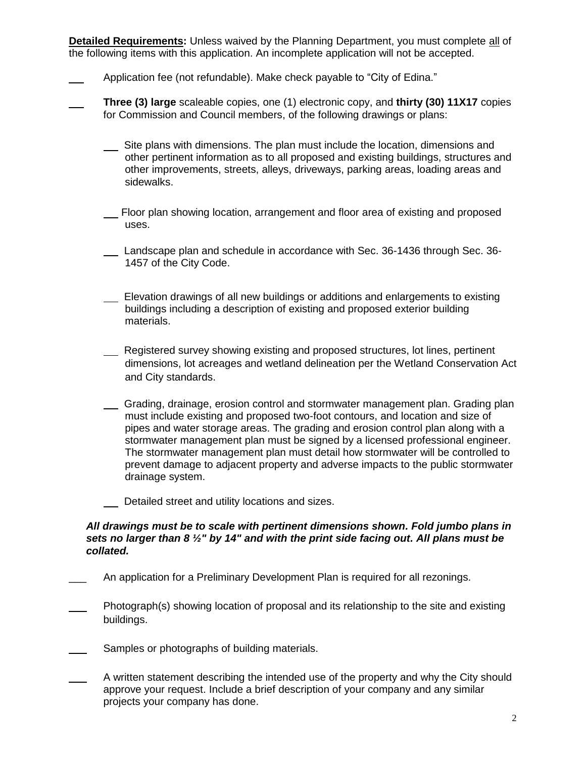**<u>Detailed Requirements</u>:** Unless waived by the Planning Department, you must complete <u>all</u> of the following items with this application. An incomplete application will not be accepted.

___ Application fee (not refundable). Make check payable to "City of Edina."

___ **Three (3) large** scaleable copies, one (1) electronic copy, and **thirty (30) 11X17** copies for Commission and Council members, of the following drawings or plans:

- ___ Site plans with dimensions. The plan must include the location, dimensions and other pertinent information as to all proposed and existing buildings, structures and other improvements, streets, alleys, driveways, parking areas, loading areas and sidewalks.

- ___ Floor plan showing location, arrangement and floor area of existing and proposed uses.

- ___ Landscape plan and schedule in accordance with Sec. 36-1436 through Sec. 36-1457 of the City Code.

- ___ Elevation drawings of all new buildings or additions and enlargements to existing buildings including a description of existing and proposed exterior building materials.

- ___ Registered survey showing existing and proposed structures, lot lines, pertinent dimensions, lot acreages and wetland delineation per the Wetland Conservation Act and City standards.

- ___ Grading, drainage, erosion control and stormwater management plan. Grading plan must include existing and proposed two-foot contours, and location and size of pipes and water storage areas. The grading and erosion control plan along with a stormwater management plan must be signed by a licensed professional engineer. The stormwater management plan must detail how stormwater will be controlled to prevent damage to adjacent property and adverse impacts to the public stormwater drainage system.

- ___ Detailed street and utility locations and sizes.

***All drawings must be to scale with pertinent dimensions shown. Fold jumbo plans in sets no larger than 8 ½" by 14" and with the print side facing out. All plans must be collated.***

___ An application for a Preliminary Development Plan is required for all rezonings.

___ Photograph(s) showing location of proposal and its relationship to the site and existing buildings.

___ Samples or photographs of building materials.

___ A written statement describing the intended use of the property and why the City should approve your request. Include a brief description of your company and any similar projects your company has done.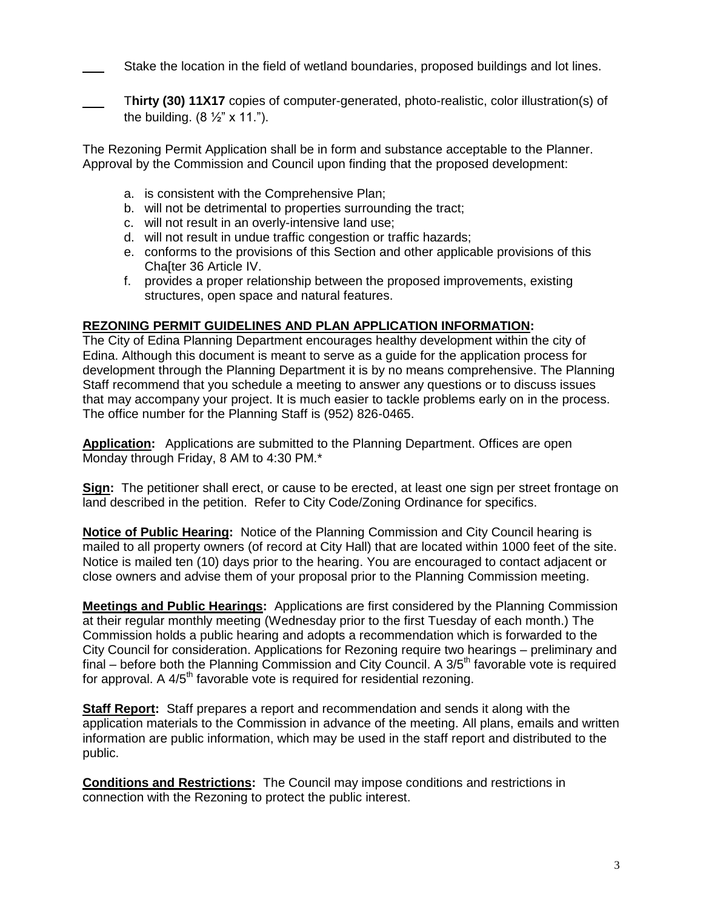___ Stake the location in the field of wetland boundaries, proposed buildings and lot lines.

___ T**hirty (30) 11X17** copies of computer-generated, photo-realistic, color illustration(s) of the building. (8 ½" x 11.").

The Rezoning Permit Application shall be in form and substance acceptable to the Planner. Approval by the Commission and Council upon finding that the proposed development:

a. is consistent with the Comprehensive Plan;
b. will not be detrimental to properties surrounding the tract;
c. will not result in an overly-intensive land use;
d. will not result in undue traffic congestion or traffic hazards;
e. conforms to the provisions of this Section and other applicable provisions of this Cha[ter 36 Article IV.
f. provides a proper relationship between the proposed improvements, existing structures, open space and natural features.

**REZONING PERMIT GUIDELINES AND PLAN APPLICATION INFORMATION:**

The City of Edina Planning Department encourages healthy development within the city of Edina. Although this document is meant to serve as a guide for the application process for development through the Planning Department it is by no means comprehensive. The Planning Staff recommend that you schedule a meeting to answer any questions or to discuss issues that may accompany your project. It is much easier to tackle problems early on in the process. The office number for the Planning Staff is (952) 826-0465.

**Application:** Applications are submitted to the Planning Department. Offices are open Monday through Friday, 8 AM to 4:30 PM.*

**Sign:** The petitioner shall erect, or cause to be erected, at least one sign per street frontage on land described in the petition. Refer to City Code/Zoning Ordinance for specifics.

**Notice of Public Hearing:** Notice of the Planning Commission and City Council hearing is mailed to all property owners (of record at City Hall) that are located within 1000 feet of the site. Notice is mailed ten (10) days prior to the hearing. You are encouraged to contact adjacent or close owners and advise them of your proposal prior to the Planning Commission meeting.

**Meetings and Public Hearings:** Applications are first considered by the Planning Commission at their regular monthly meeting (Wednesday prior to the first Tuesday of each month.) The Commission holds a public hearing and adopts a recommendation which is forwarded to the City Council for consideration. Applications for Rezoning require two hearings – preliminary and final – before both the Planning Commission and City Council. A 3/5th favorable vote is required for approval. A 4/5th favorable vote is required for residential rezoning.

**Staff Report:** Staff prepares a report and recommendation and sends it along with the application materials to the Commission in advance of the meeting. All plans, emails and written information are public information, which may be used in the staff report and distributed to the public.

**Conditions and Restrictions:** The Council may impose conditions and restrictions in connection with the Rezoning to protect the public interest.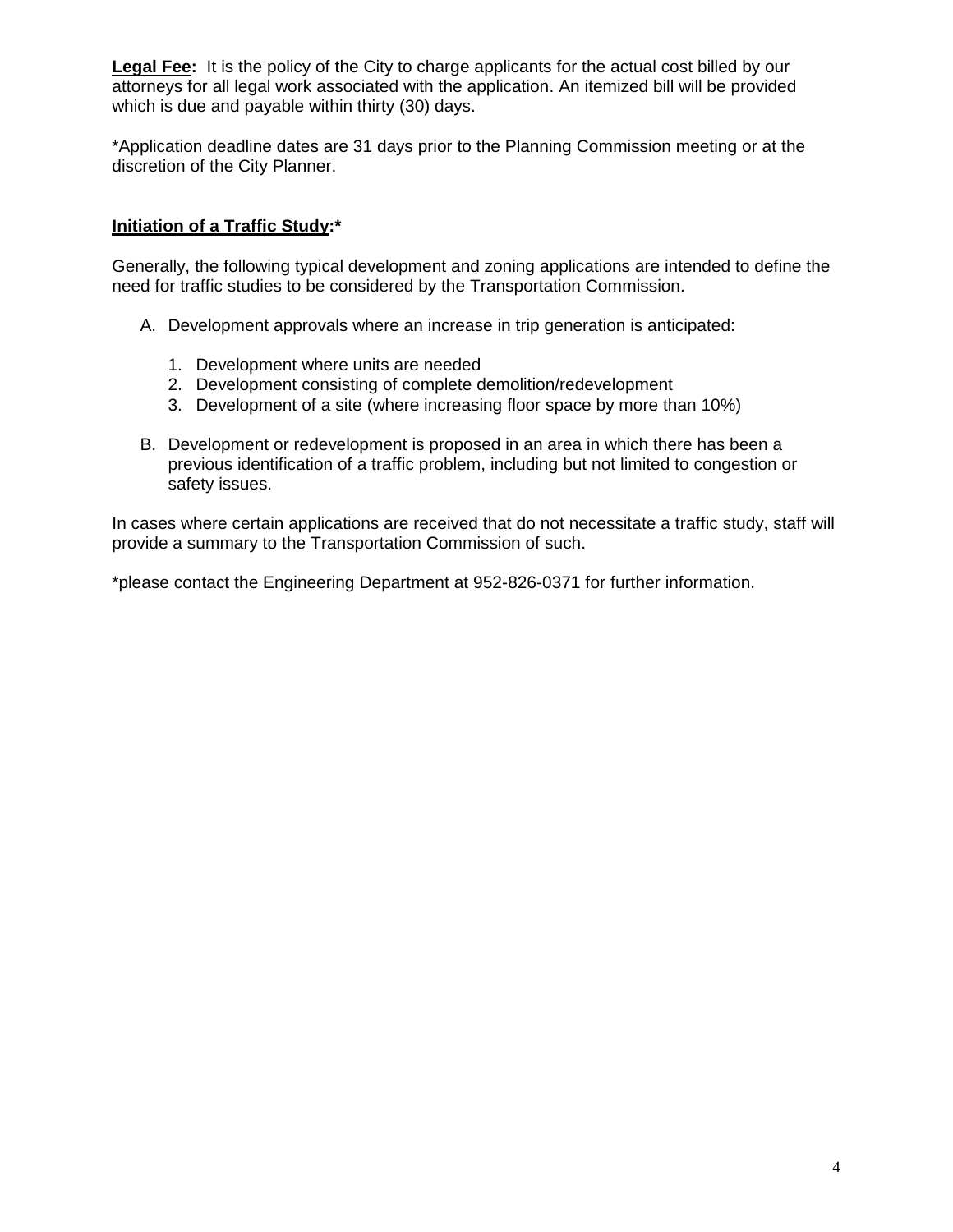**Legal Fee:** It is the policy of the City to charge applicants for the actual cost billed by our attorneys for all legal work associated with the application. An itemized bill will be provided which is due and payable within thirty (30) days.

*Application deadline dates are 31 days prior to the Planning Commission meeting or at the discretion of the City Planner.

**Initiation of a Traffic Study:***

Generally, the following typical development and zoning applications are intended to define the need for traffic studies to be considered by the Transportation Commission.

A. Development approvals where an increase in trip generation is anticipated:

   1. Development where units are needed
   2. Development consisting of complete demolition/redevelopment
   3. Development of a site (where increasing floor space by more than 10%)

B. Development or redevelopment is proposed in an area in which there has been a previous identification of a traffic problem, including but not limited to congestion or safety issues.

In cases where certain applications are received that do not necessitate a traffic study, staff will provide a summary to the Transportation Commission of such.

*please contact the Engineering Department at 952-826-0371 for further information.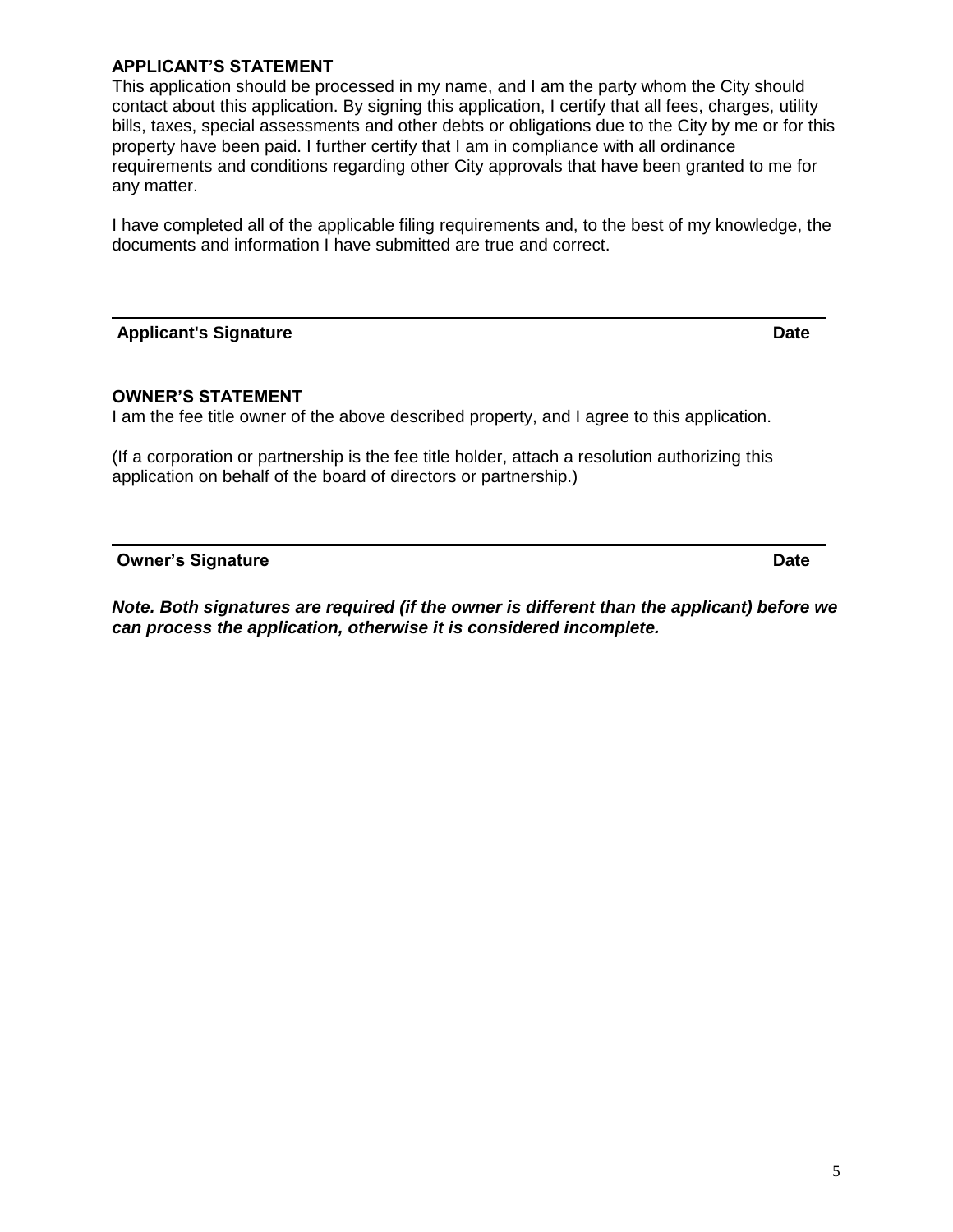## APPLICANT'S STATEMENT

This application should be processed in my name, and I am the party whom the City should contact about this application. By signing this application, I certify that all fees, charges, utility bills, taxes, special assessments and other debts or obligations due to the City by me or for this property have been paid. I further certify that I am in compliance with all ordinance requirements and conditions regarding other City approvals that have been granted to me for any matter.

I have completed all of the applicable filing requirements and, to the best of my knowledge, the documents and information I have submitted are true and correct.

\_\_\_\_\_\_\_\_\_\_\_\_\_\_\_\_\_\_\_\_\_\_\_\_\_\_\_\_\_\_\_\_\_\_\_\_\_\_\_\_\_\_\_\_\_\_\_\_\_\_\_\_\_\_\_\_\_\_\_\_\_\_\_\_

**Applicant's Signature** **Date**

## OWNER'S STATEMENT

I am the fee title owner of the above described property, and I agree to this application.

(If a corporation or partnership is the fee title holder, attach a resolution authorizing this application on behalf of the board of directors or partnership.)

\_\_\_\_\_\_\_\_\_\_\_\_\_\_\_\_\_\_\_\_\_\_\_\_\_\_\_\_\_\_\_\_\_\_\_\_\_\_\_\_\_\_\_\_\_\_\_\_\_\_\_\_\_\_\_\_\_\_\_\_\_\_\_\_

**Owner's Signature** **Date**

***Note. Both signatures are required (if the owner is different than the applicant) before we can process the application, otherwise it is considered incomplete.***